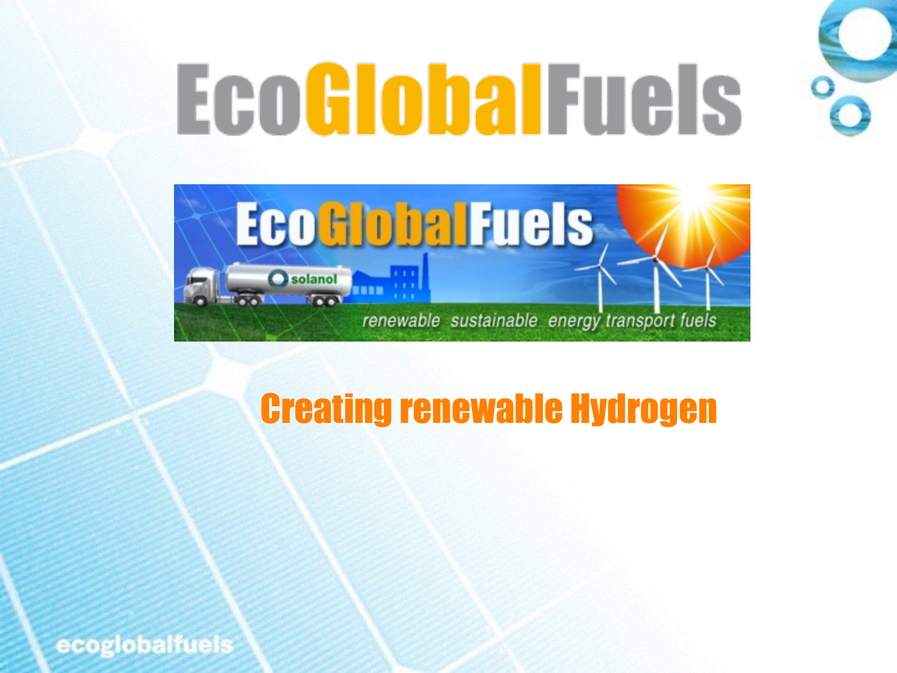# EcoGlobalFuels

## Creating renewable Hydrogen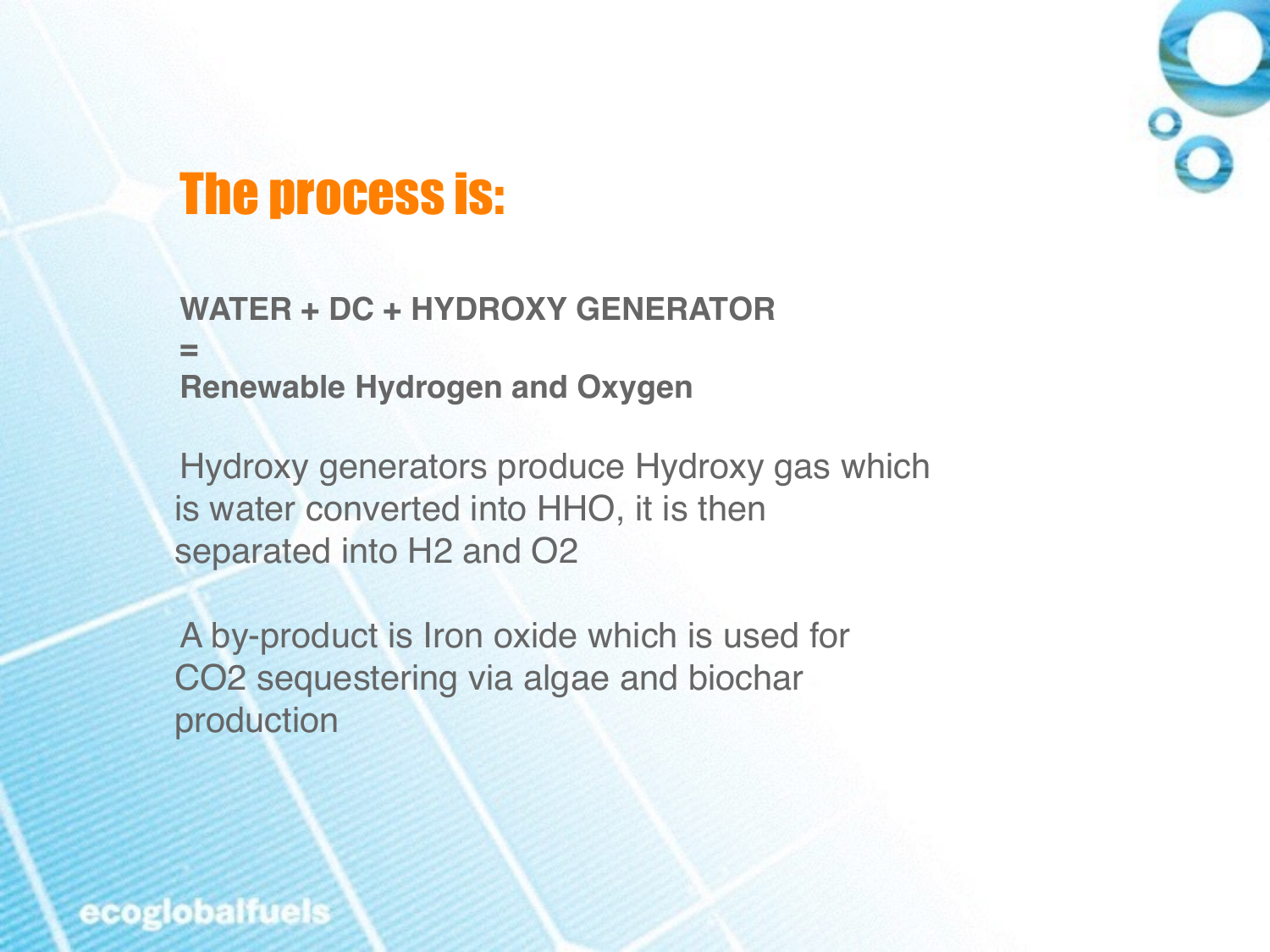# The process is:

**WATER + DC + HYDROXY GENERATOR**

**=**

**Renewable Hydrogen and Oxygen**

Hydroxy generators produce Hydroxy gas which is water converted into HHO, it is then separated into $H_2$ and $O_2$

A by-product is Iron oxide which is used for $CO_2$ sequestering via algae and biochar production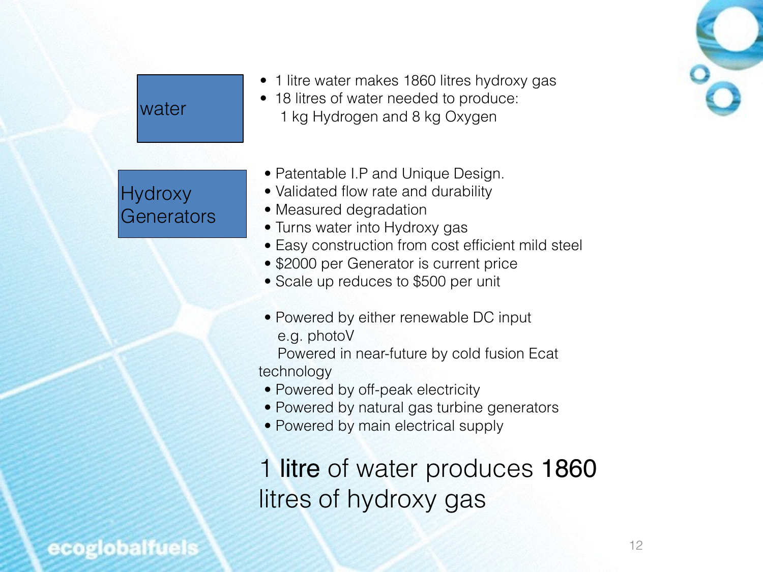**water**

- 1 litre water makes 1860 litres hydroxy gas
- 18 litres of water needed to produce:
  1 kg Hydrogen and 8 kg Oxygen

**Hydroxy Generators**

- Patentable I.P and Unique Design.
- Validated flow rate and durability
- Measured degradation
- Turns water into Hydroxy gas
- Easy construction from cost efficient mild steel
- $2000 per Generator is current price
- Scale up reduces to $500 per unit

- Powered by either renewable DC input
  e.g. photoV
  Powered in near-future by cold fusion Ecat technology
- Powered by off-peak electricity
- Powered by natural gas turbine generators
- Powered by main electrical supply

## 1 litre of water produces 1860 litres of hydroxy gas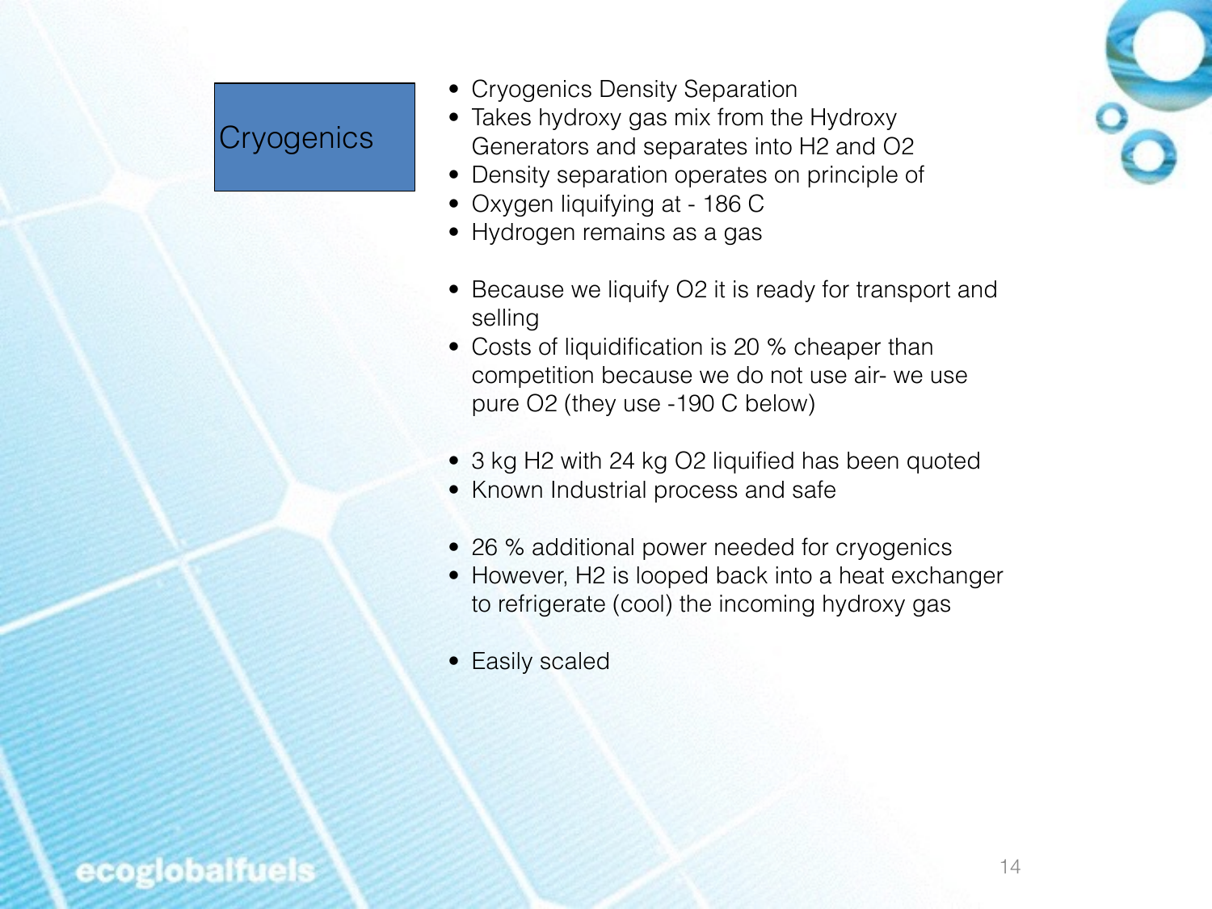# Cryogenics

- Cryogenics Density Separation
- Takes hydroxy gas mix from the Hydroxy Generators and separates into $H_2$ and $O_2$
- Density separation operates on principle of
- Oxygen liquifying at - 186 C
- Hydrogen remains as a gas

- Because we liquify $O_2$ it is ready for transport and selling
- Costs of liquidification is 20 % cheaper than competition because we do not use air- we use pure $O_2$ (they use -190 C below)

- 3 kg $H_2$ with 24 kg $O_2$ liquified has been quoted
- Known Industrial process and safe

- 26 % additional power needed for cryogenics
- However, $H_2$ is looped back into a heat exchanger to refrigerate (cool) the incoming hydroxy gas

- Easily scaled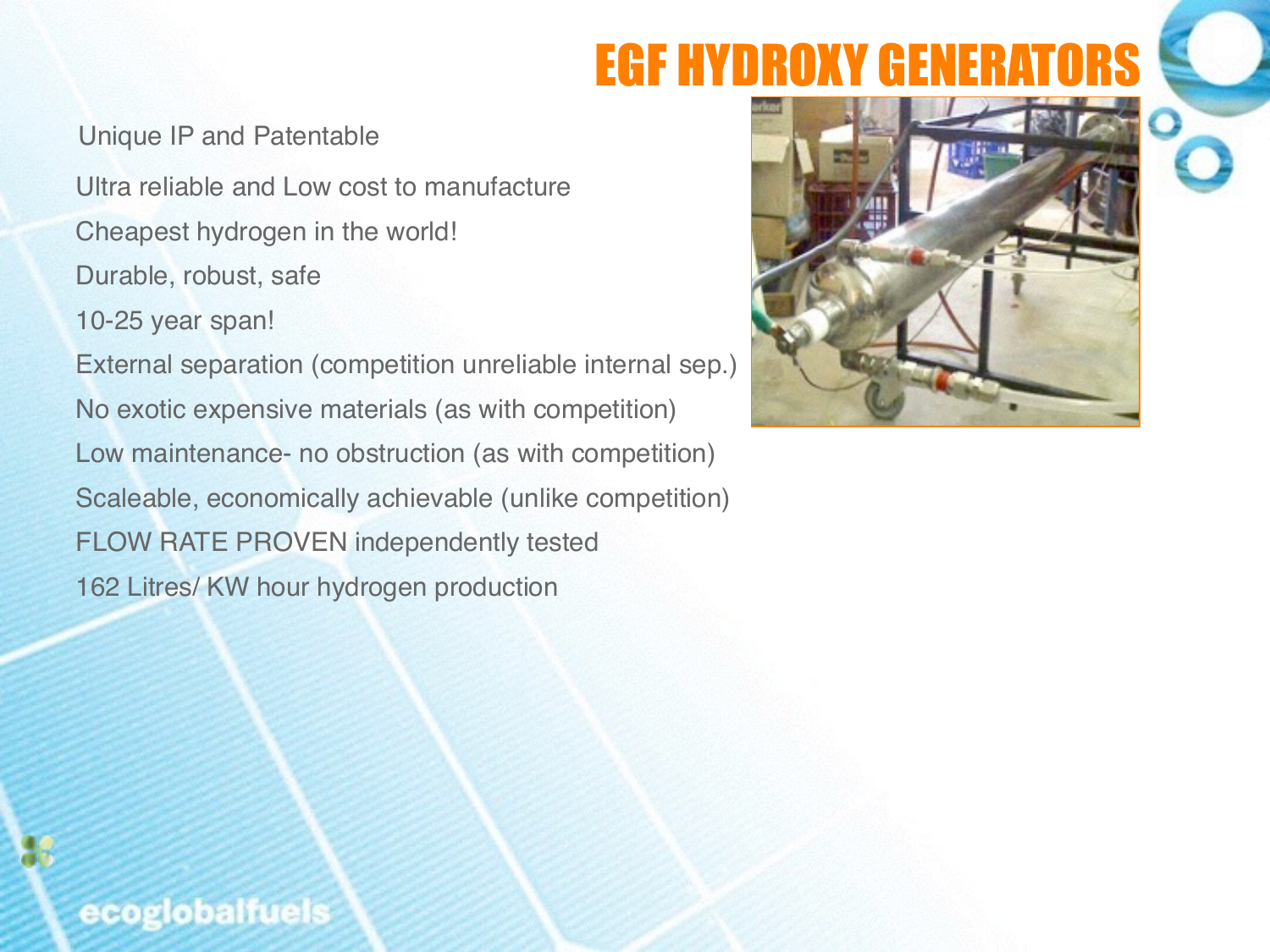# EGF HYDROXY GENERATORS

- Unique IP and Patentable
- Ultra reliable and Low cost to manufacture
- Cheapest hydrogen in the world!
- Durable, robust, safe
- 10-25 year span!
- External separation (competition unreliable internal sep.)
- No exotic expensive materials (as with competition)
- Low maintenance- no obstruction (as with competition)
- Scaleable, economically achievable (unlike competition)
- FLOW RATE PROVEN independently tested
- 162 Litres/ KW hour hydrogen production

ecoglobalfuels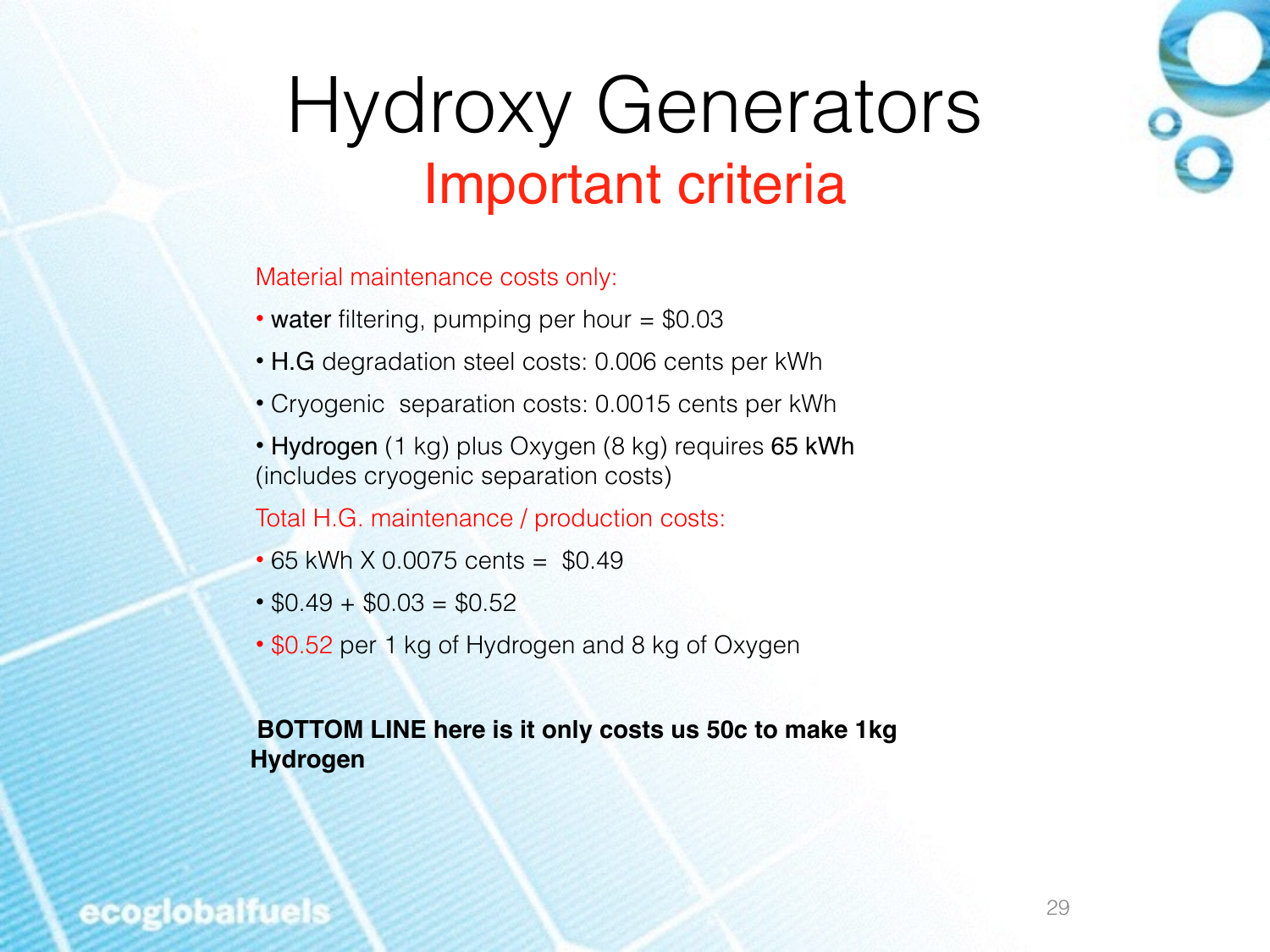# Hydroxy Generators

## Important criteria

Material maintenance costs only:

- water filtering, pumping per hour = $0.03
- H.G degradation steel costs: 0.006 cents per kWh
- Cryogenic separation costs: 0.0015 cents per kWh
- Hydrogen (1 kg) plus Oxygen (8 kg) requires 65 kWh (includes cryogenic separation costs)

Total H.G. maintenance / production costs:

- 65 kWh X 0.0075 cents = $0.49
- $0.49 + $0.03 = $0.52
- $0.52 per 1 kg of Hydrogen and 8 kg of Oxygen

**BOTTOM LINE here is it only costs us 50c to make 1kg Hydrogen**

ecoglobalfuels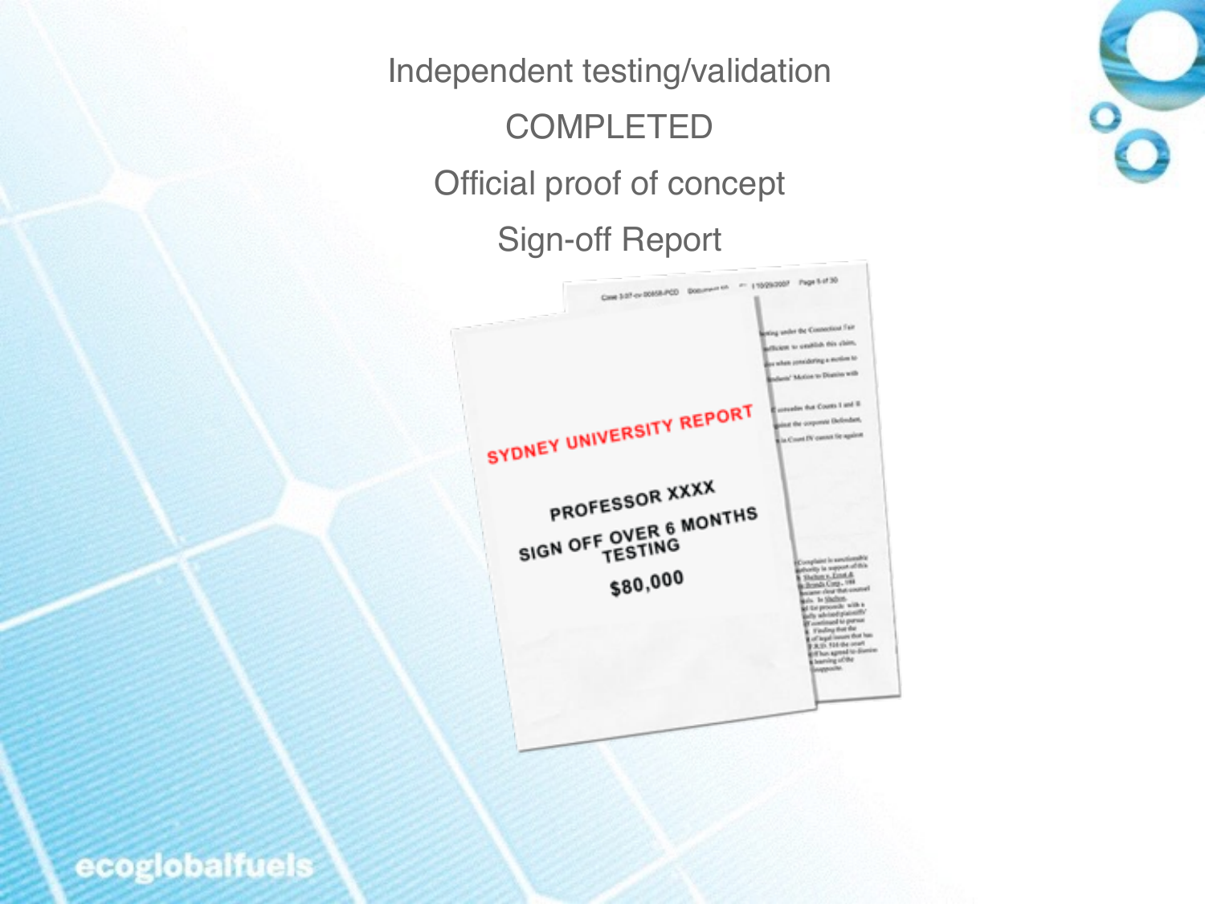Independent testing/validation

COMPLETED

Official proof of concept

Sign-off Report

SYDNEY UNIVERSITY REPORT

PROFESSOR XXXX

SIGN OFF OVER 6 MONTHS TESTING

$80,000

ecoglobalfuels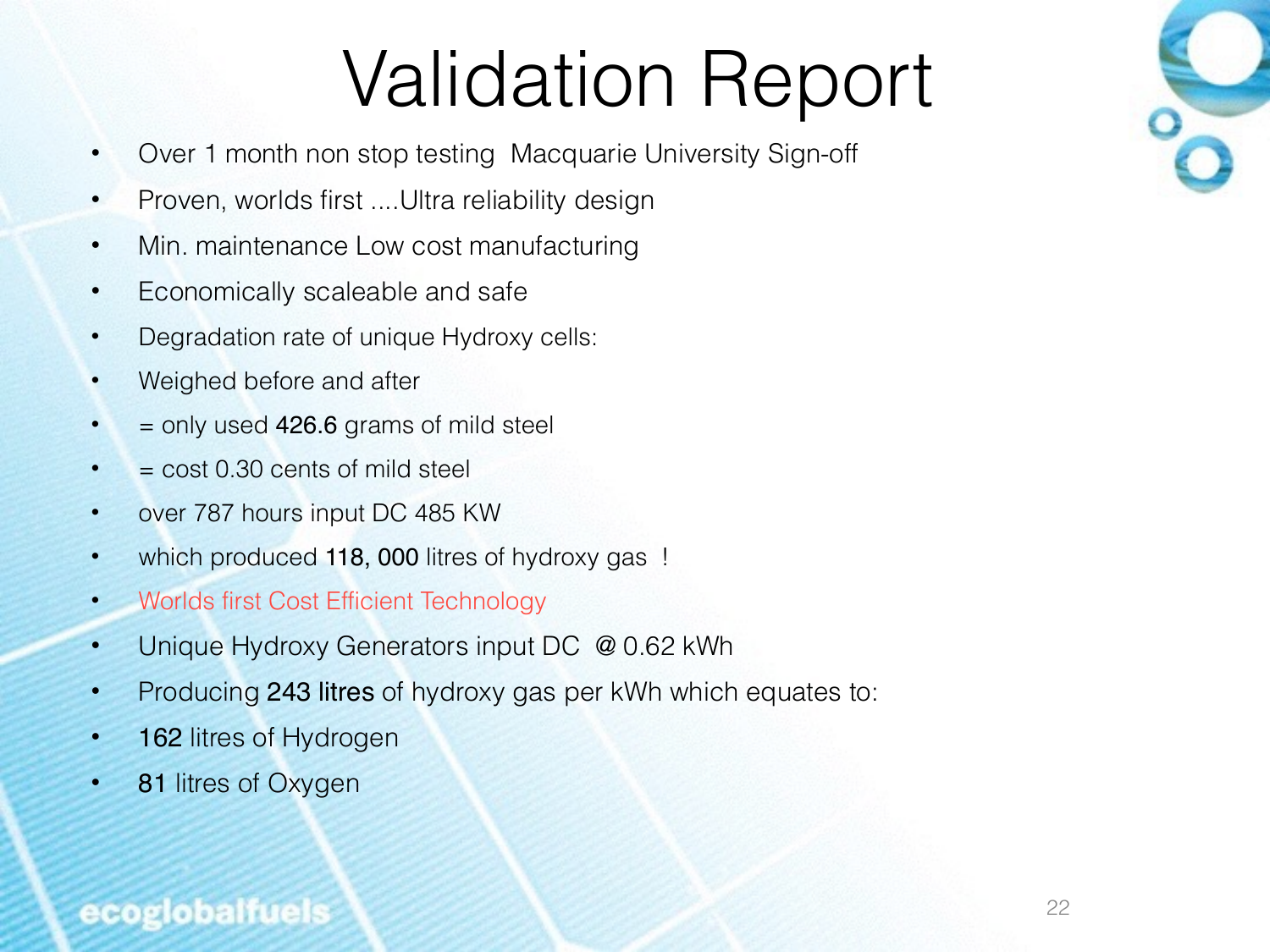# Validation Report

- Over 1 month non stop testing  Macquarie University Sign-off
- Proven, worlds first ....Ultra reliability design
- Min. maintenance Low cost manufacturing
- Economically scaleable and safe
- Degradation rate of unique Hydroxy cells:
- Weighed before and after
- = only used **426.6** grams of mild steel
- = cost 0.30 cents of mild steel
- over 787 hours input DC 485 KW
- which produced **118, 000** litres of hydroxy gas  !
- Worlds first Cost Efficient Technology
- Unique Hydroxy Generators input DC  @ 0.62 kWh
- Producing **243 litres** of hydroxy gas per kWh which equates to:
- **162** litres of Hydrogen
- **81** litres of Oxygen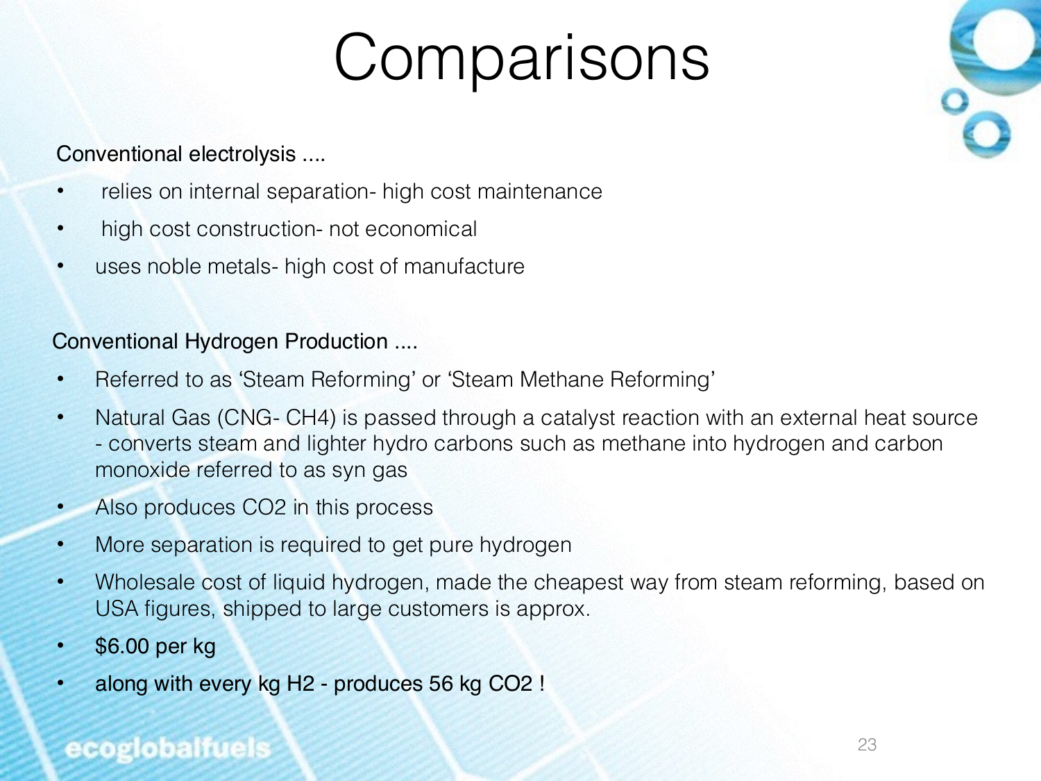# Comparisons

Conventional electrolysis ....

- relies on internal separation- high cost maintenance
- high cost construction- not economical
- uses noble metals- high cost of manufacture

Conventional Hydrogen Production ....

- Referred to as 'Steam Reforming' or 'Steam Methane Reforming'
- Natural Gas (CNG- $CH_4$) is passed through a catalyst reaction with an external heat source - converts steam and lighter hydro carbons such as methane into hydrogen and carbon monoxide referred to as syn gas
- Also produces $CO_2$ in this process
- More separation is required to get pure hydrogen
- Wholesale cost of liquid hydrogen, made the cheapest way from steam reforming, based on USA figures, shipped to large customers is approx.
- $6.00 per kg
- along with every kg $H_2$ - produces 56 kg $CO_2$ !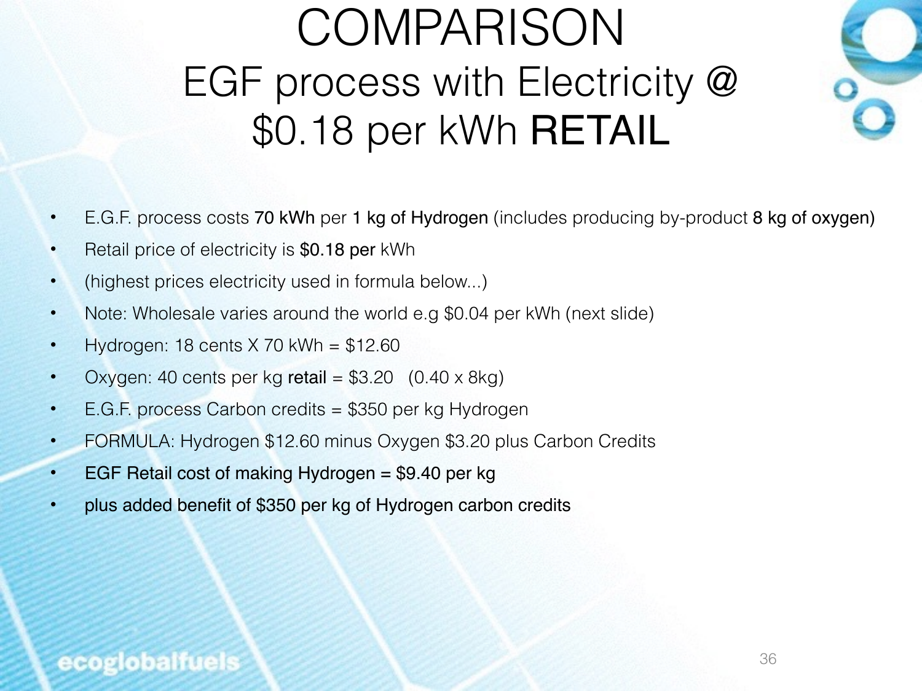# COMPARISON

## EGF process with Electricity @ $0.18 per kWh **RETAIL**

- E.G.F. process costs 70 kWh per 1 kg of Hydrogen (includes producing by-product 8 kg of oxygen)
- Retail price of electricity is $0.18 per kWh
- (highest prices electricity used in formula below...)
- Note: Wholesale varies around the world e.g $0.04 per kWh (next slide)
- Hydrogen: 18 cents X 70 kWh = $12.60
- Oxygen: 40 cents per kg **retail** = $3.20 (0.40 x 8kg)
- E.G.F. process Carbon credits = $350 per kg Hydrogen
- FORMULA: Hydrogen $12.60 minus Oxygen $3.20 plus Carbon Credits
- EGF Retail cost of making Hydrogen = $9.40 per kg
- plus added benefit of $350 per kg of Hydrogen carbon credits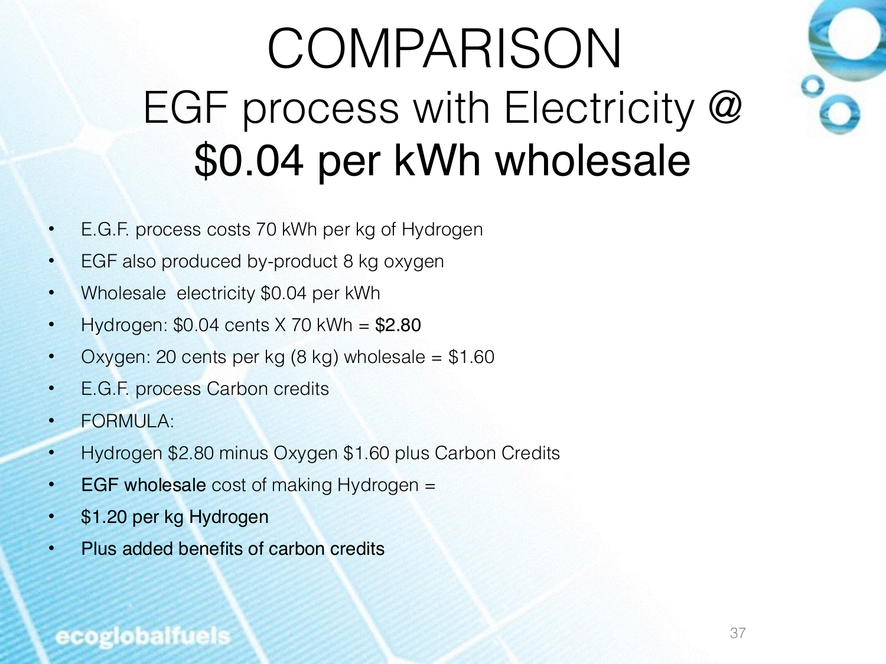# COMPARISON

## EGF process with Electricity @ $0.04 per kWh wholesale

- E.G.F. process costs 70 kWh per kg of Hydrogen
- EGF also produced by-product 8 kg oxygen
- Wholesale  electricity $0.04 per kWh
- Hydrogen: $0.04 cents X 70 kWh = $2.80
- Oxygen: 20 cents per kg (8 kg) wholesale = $1.60
- E.G.F. process Carbon credits
- FORMULA:
- Hydrogen $2.80 minus Oxygen $1.60 plus Carbon Credits
- EGF wholesale cost of making Hydrogen =
- $1.20 per kg Hydrogen
- Plus added benefits of carbon credits

ecoglobalfuels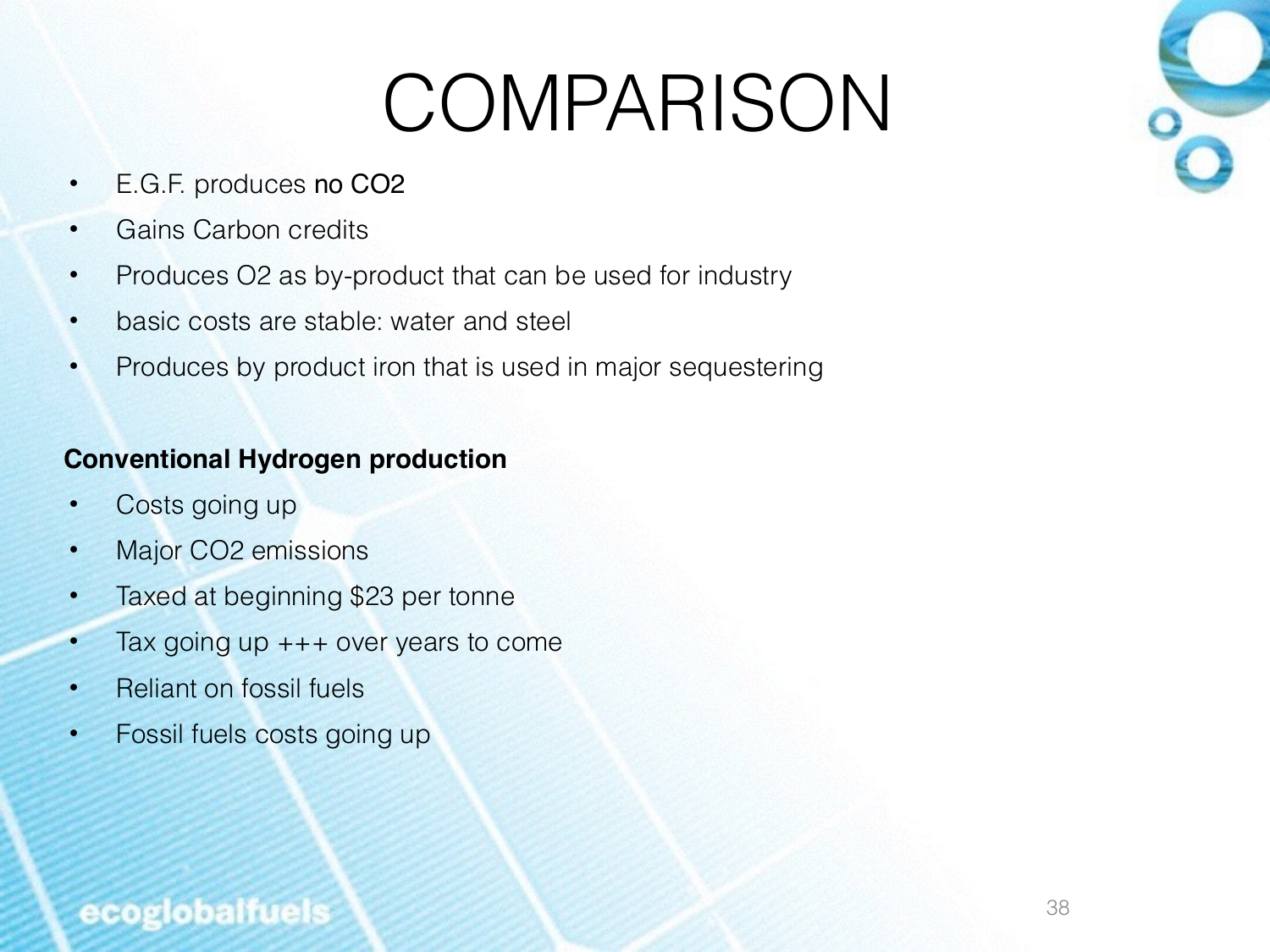# COMPARISON

- E.G.F. produces no $CO_2$
- Gains Carbon credits
- Produces $O_2$ as by-product that can be used for industry
- basic costs are stable: water and steel
- Produces by product iron that is used in major sequestering

**Conventional Hydrogen production**

- Costs going up
- Major $CO_2$ emissions
- Taxed at beginning $23 per tonne
- Tax going up +++ over years to come
- Reliant on fossil fuels
- Fossil fuels costs going up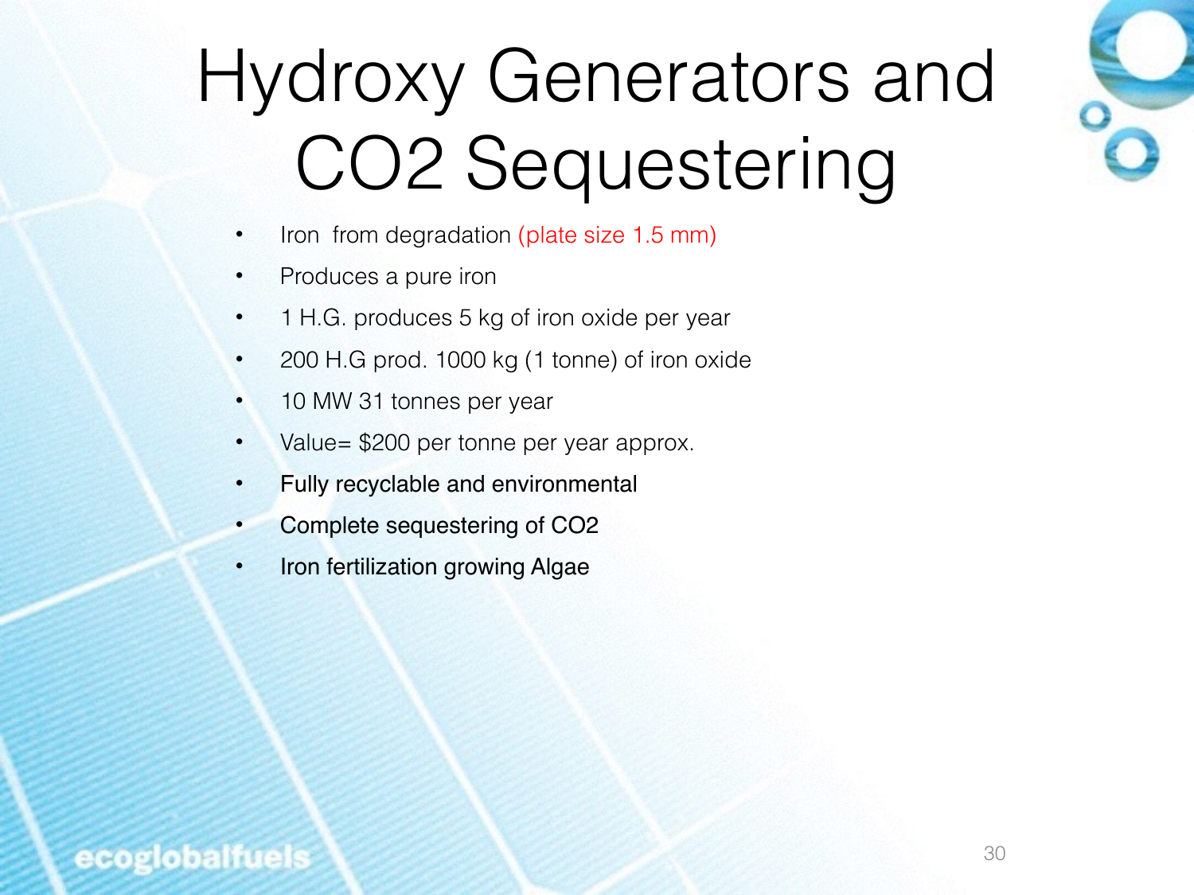# Hydroxy Generators and CO2 Sequestering

- Iron from degradation (plate size 1.5 mm)
- Produces a pure iron
- 1 H.G. produces 5 kg of iron oxide per year
- 200 H.G prod. 1000 kg (1 tonne) of iron oxide
- 10 MW 31 tonnes per year
- Value= $200 per tonne per year approx.
- Fully recyclable and environmental
- Complete sequestering of CO2
- Iron fertilization growing Algae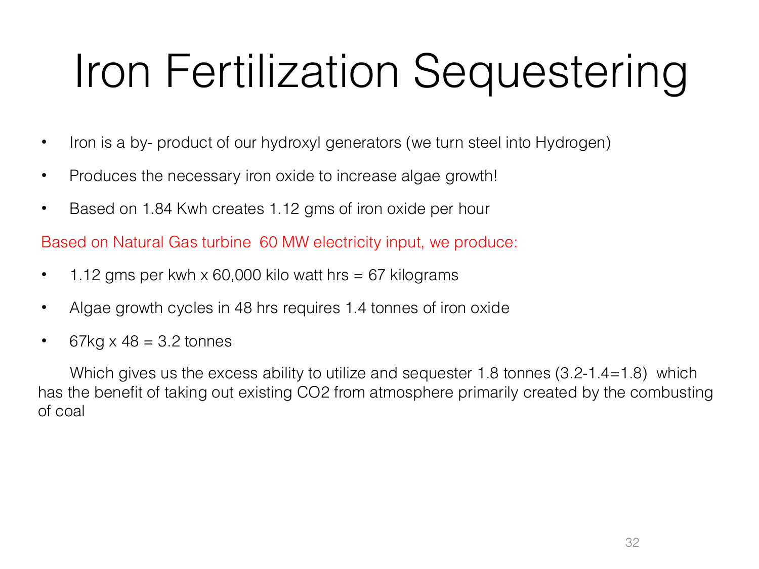# Iron Fertilization Sequestering

- Iron is a by- product of our hydroxyl generators (we turn steel into Hydrogen)
- Produces the necessary iron oxide to increase algae growth!
- Based on 1.84 Kwh creates 1.12 gms of iron oxide per hour

Based on Natural Gas turbine 60 MW electricity input, we produce:

- 1.12 gms per kwh x 60,000 kilo watt hrs = 67 kilograms
- Algae growth cycles in 48 hrs requires 1.4 tonnes of iron oxide
- 67kg x 48 = 3.2 tonnes

Which gives us the excess ability to utilize and sequester 1.8 tonnes (3.2-1.4=1.8) which has the benefit of taking out existing $CO_2$ from atmosphere primarily created by the combusting of coal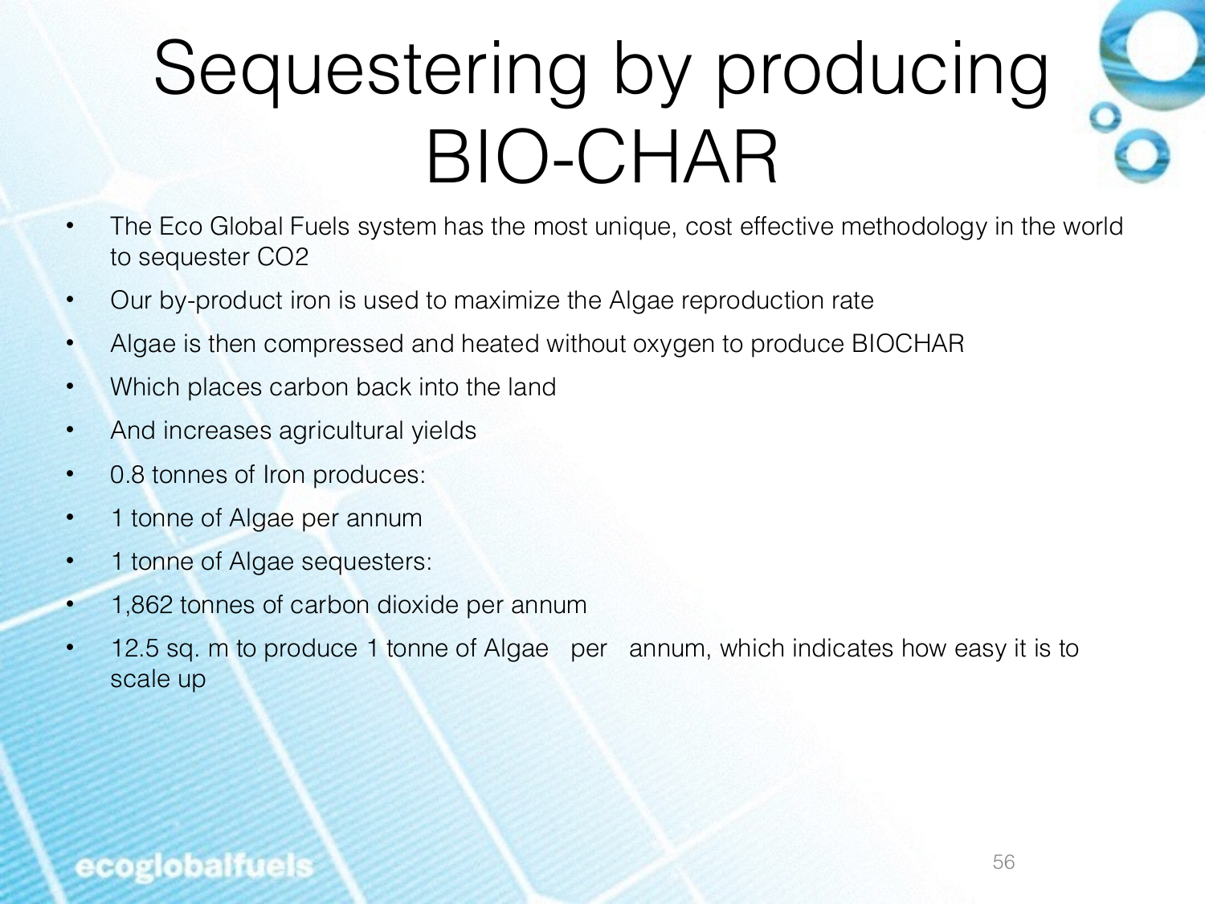# Sequestering by producing BIO-CHAR

- The Eco Global Fuels system has the most unique, cost effective methodology in the world to sequester $CO_2$
- Our by-product iron is used to maximize the Algae reproduction rate
- Algae is then compressed and heated without oxygen to produce BIOCHAR
- Which places carbon back into the land
- And increases agricultural yields
- 0.8 tonnes of Iron produces:
- 1 tonne of Algae per annum
- 1 tonne of Algae sequesters:
- 1,862 tonnes of carbon dioxide per annum
- 12.5 sq. m to produce 1 tonne of Algae per annum, which indicates how easy it is to scale up

ecoglobalfuels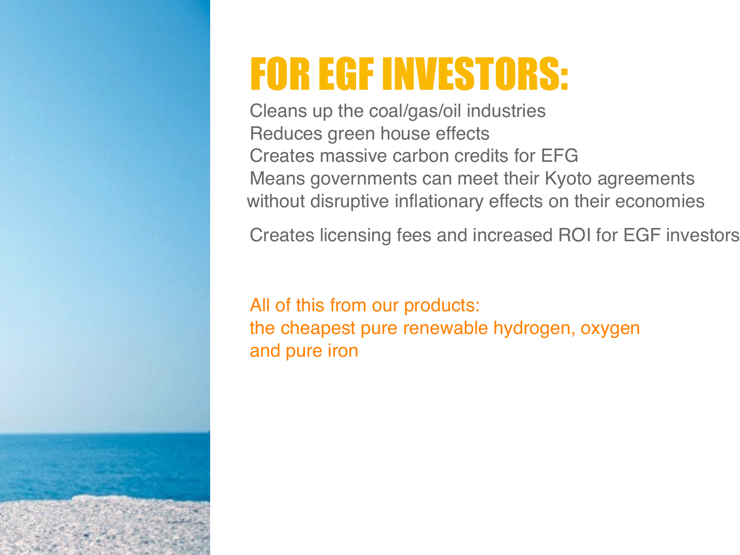# FOR EGF INVESTORS:

Cleans up the coal/gas/oil industries
Reduces green house effects
Creates massive carbon credits for EFG
Means governments can meet their Kyoto agreements without disruptive inflationary effects on their economies

Creates licensing fees and increased ROI for EGF investors

All of this from our products:
the cheapest pure renewable hydrogen, oxygen and pure iron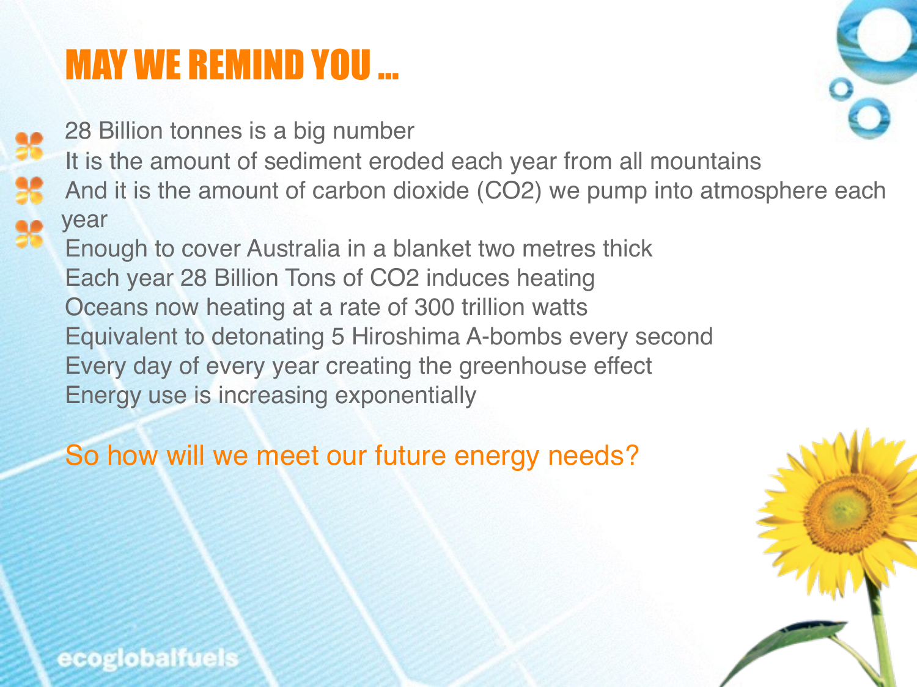# MAY WE REMIND YOU ...

- 28 Billion tonnes is a big number
- It is the amount of sediment eroded each year from all mountains
- And it is the amount of carbon dioxide ($CO_2$) we pump into atmosphere each year

Enough to cover Australia in a blanket two metres thick
Each year 28 Billion Tons of $CO_2$ induces heating
Oceans now heating at a rate of 300 trillion watts
Equivalent to detonating 5 Hiroshima A-bombs every second
Every day of every year creating the greenhouse effect
Energy use is increasing exponentially

So how will we meet our future energy needs?

ecoglobalfuels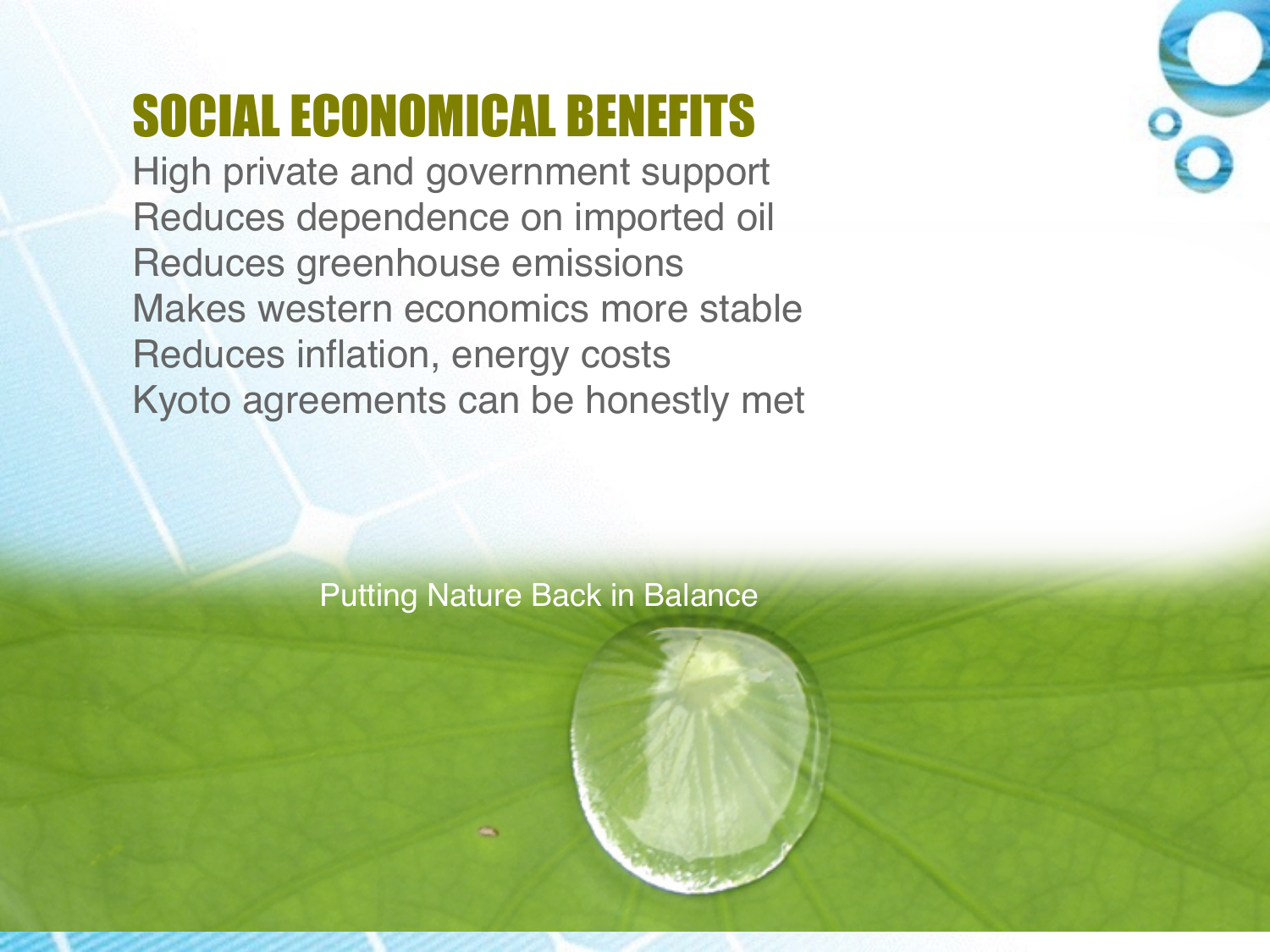# SOCIAL ECONOMICAL BENEFITS

High private and government support
Reduces dependence on imported oil
Reduces greenhouse emissions
Makes western economics more stable
Reduces inflation, energy costs
Kyoto agreements can be honestly met

Putting Nature Back in Balance